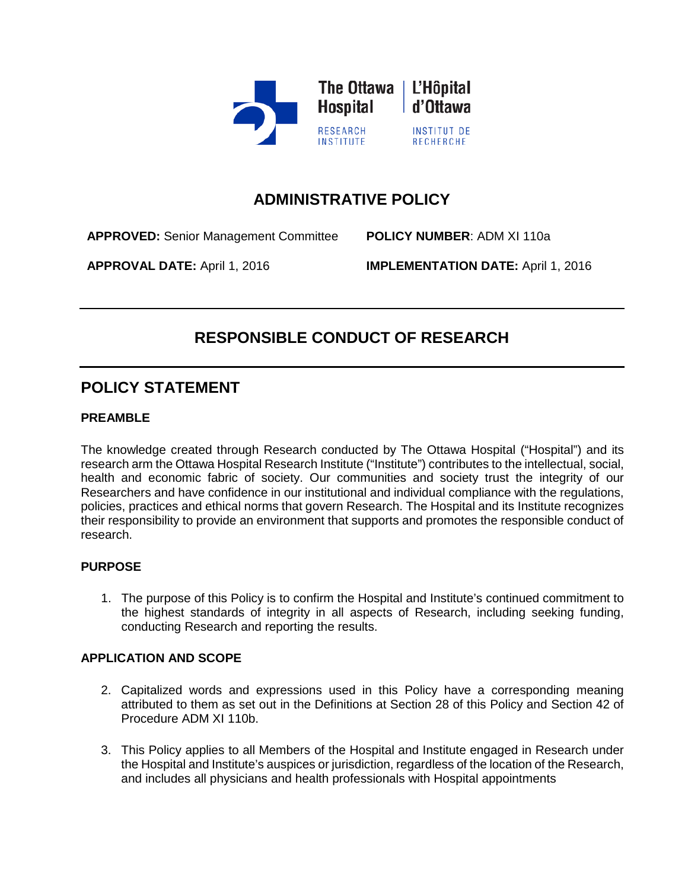The Ottawa Hospital | L'Hôpital d'Ottawa

RESEARCH INSTITUTE | INSTITUT DE RECHERCHE

# ADMINISTRATIVE POLICY

**APPROVED:** Senior Management Committee

**POLICY NUMBER**: ADM XI 110a

**APPROVAL DATE:** April 1, 2016

**IMPLEMENTATION DATE:** April 1, 2016

---

# RESPONSIBLE CONDUCT OF RESEARCH

---

## POLICY STATEMENT

### PREAMBLE

The knowledge created through Research conducted by The Ottawa Hospital ("Hospital") and its research arm the Ottawa Hospital Research Institute ("Institute") contributes to the intellectual, social, health and economic fabric of society. Our communities and society trust the integrity of our Researchers and have confidence in our institutional and individual compliance with the regulations, policies, practices and ethical norms that govern Research. The Hospital and its Institute recognizes their responsibility to provide an environment that supports and promotes the responsible conduct of research.

### PURPOSE

1. The purpose of this Policy is to confirm the Hospital and Institute's continued commitment to the highest standards of integrity in all aspects of Research, including seeking funding, conducting Research and reporting the results.

### APPLICATION AND SCOPE

2. Capitalized words and expressions used in this Policy have a corresponding meaning attributed to them as set out in the Definitions at Section 28 of this Policy and Section 42 of Procedure ADM XI 110b.

3. This Policy applies to all Members of the Hospital and Institute engaged in Research under the Hospital and Institute's auspices or jurisdiction, regardless of the location of the Research, and includes all physicians and health professionals with Hospital appointments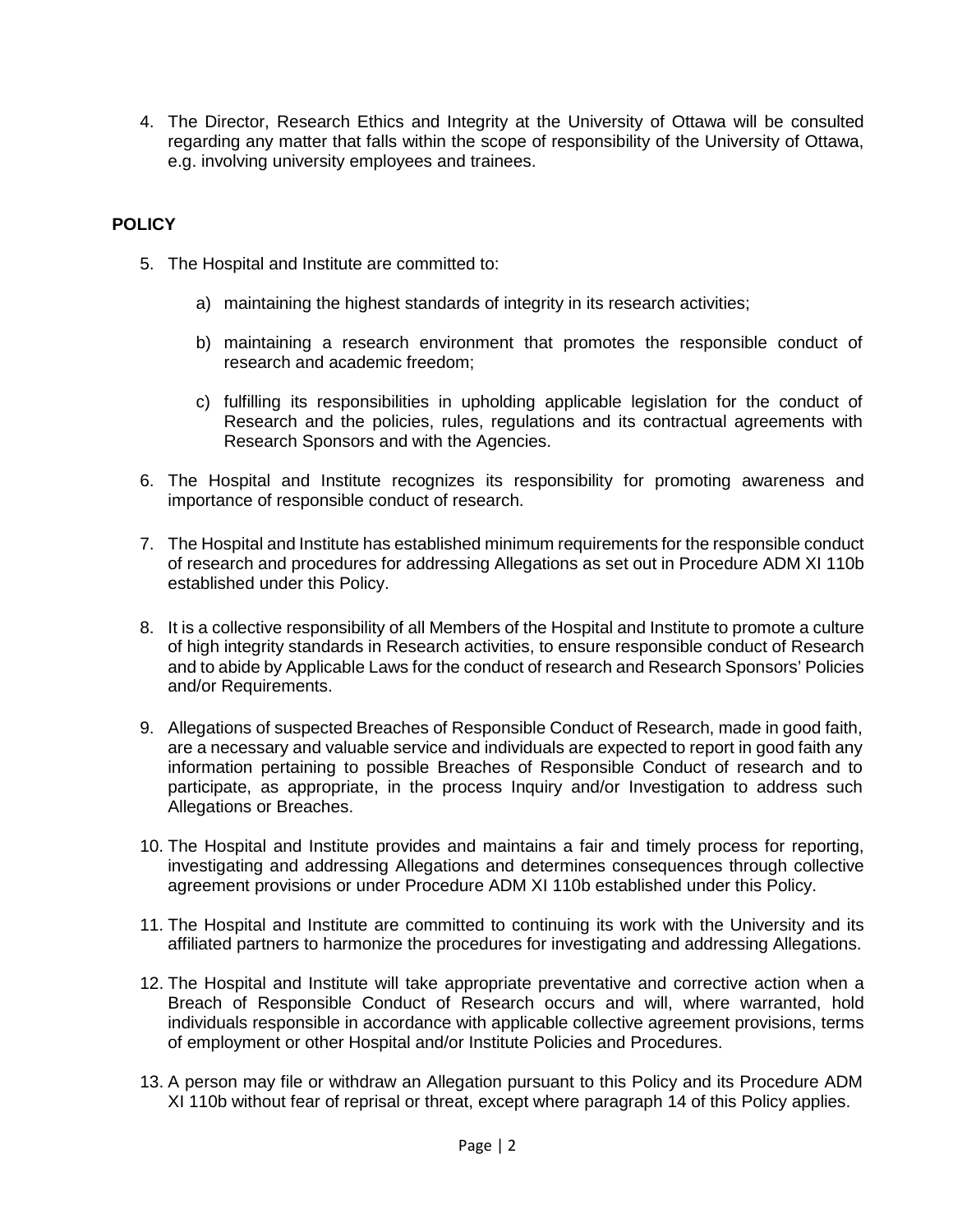4. The Director, Research Ethics and Integrity at the University of Ottawa will be consulted regarding any matter that falls within the scope of responsibility of the University of Ottawa, e.g. involving university employees and trainees.

## POLICY

5. The Hospital and Institute are committed to:

   a) maintaining the highest standards of integrity in its research activities;

   b) maintaining a research environment that promotes the responsible conduct of research and academic freedom;

   c) fulfilling its responsibilities in upholding applicable legislation for the conduct of Research and the policies, rules, regulations and its contractual agreements with Research Sponsors and with the Agencies.

6. The Hospital and Institute recognizes its responsibility for promoting awareness and importance of responsible conduct of research.

7. The Hospital and Institute has established minimum requirements for the responsible conduct of research and procedures for addressing Allegations as set out in Procedure ADM XI 110b established under this Policy.

8. It is a collective responsibility of all Members of the Hospital and Institute to promote a culture of high integrity standards in Research activities, to ensure responsible conduct of Research and to abide by Applicable Laws for the conduct of research and Research Sponsors' Policies and/or Requirements.

9. Allegations of suspected Breaches of Responsible Conduct of Research, made in good faith, are a necessary and valuable service and individuals are expected to report in good faith any information pertaining to possible Breaches of Responsible Conduct of research and to participate, as appropriate, in the process Inquiry and/or Investigation to address such Allegations or Breaches.

10. The Hospital and Institute provides and maintains a fair and timely process for reporting, investigating and addressing Allegations and determines consequences through collective agreement provisions or under Procedure ADM XI 110b established under this Policy.

11. The Hospital and Institute are committed to continuing its work with the University and its affiliated partners to harmonize the procedures for investigating and addressing Allegations.

12. The Hospital and Institute will take appropriate preventative and corrective action when a Breach of Responsible Conduct of Research occurs and will, where warranted, hold individuals responsible in accordance with applicable collective agreement provisions, terms of employment or other Hospital and/or Institute Policies and Procedures.

13. A person may file or withdraw an Allegation pursuant to this Policy and its Procedure ADM XI 110b without fear of reprisal or threat, except where paragraph 14 of this Policy applies.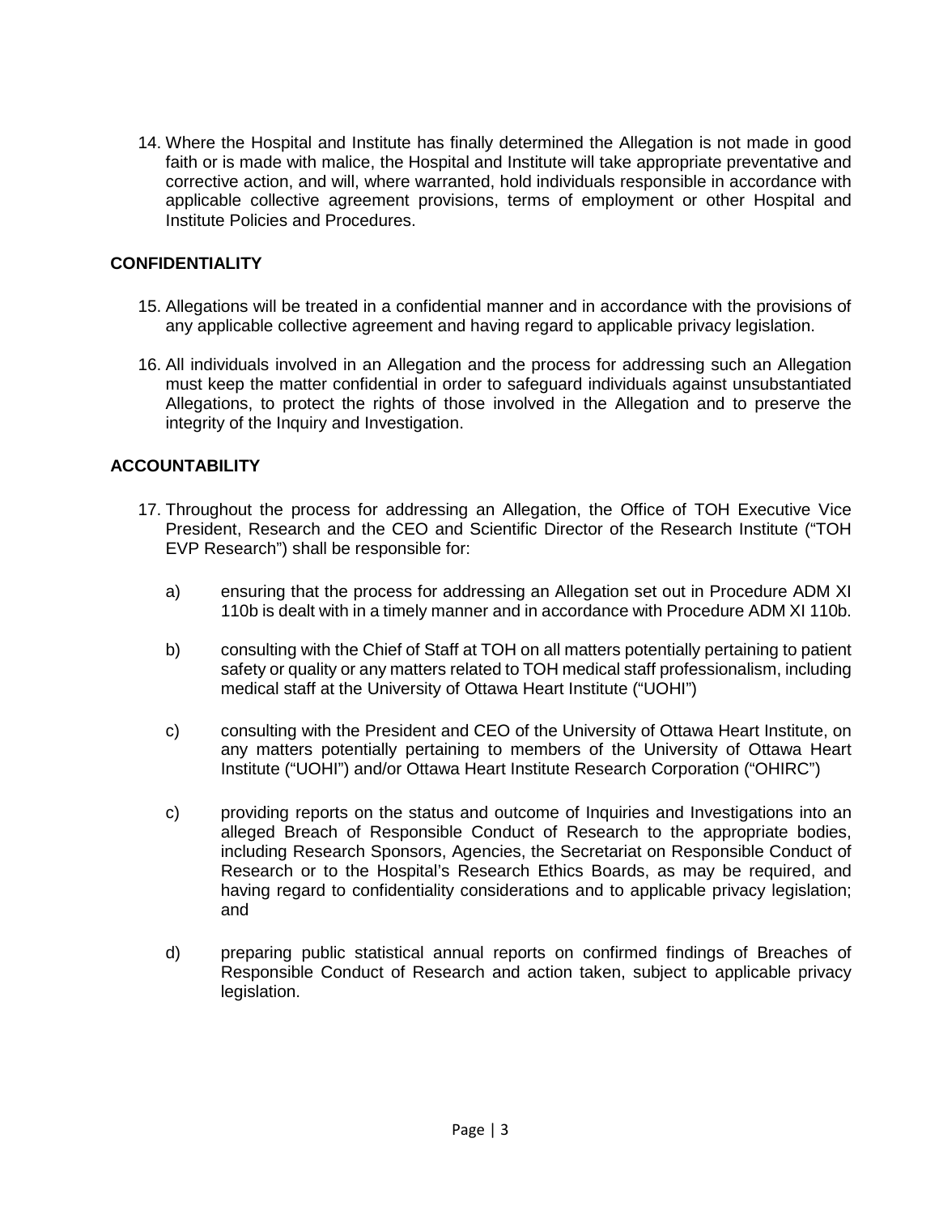14. Where the Hospital and Institute has finally determined the Allegation is not made in good faith or is made with malice, the Hospital and Institute will take appropriate preventative and corrective action, and will, where warranted, hold individuals responsible in accordance with applicable collective agreement provisions, terms of employment or other Hospital and Institute Policies and Procedures.

## CONFIDENTIALITY

15. Allegations will be treated in a confidential manner and in accordance with the provisions of any applicable collective agreement and having regard to applicable privacy legislation.

16. All individuals involved in an Allegation and the process for addressing such an Allegation must keep the matter confidential in order to safeguard individuals against unsubstantiated Allegations, to protect the rights of those involved in the Allegation and to preserve the integrity of the Inquiry and Investigation.

## ACCOUNTABILITY

17. Throughout the process for addressing an Allegation, the Office of TOH Executive Vice President, Research and the CEO and Scientific Director of the Research Institute ("TOH EVP Research") shall be responsible for:

    a) ensuring that the process for addressing an Allegation set out in Procedure ADM XI 110b is dealt with in a timely manner and in accordance with Procedure ADM XI 110b.

    b) consulting with the Chief of Staff at TOH on all matters potentially pertaining to patient safety or quality or any matters related to TOH medical staff professionalism, including medical staff at the University of Ottawa Heart Institute ("UOHI")

    c) consulting with the President and CEO of the University of Ottawa Heart Institute, on any matters potentially pertaining to members of the University of Ottawa Heart Institute ("UOHI") and/or Ottawa Heart Institute Research Corporation ("OHIRC")

    c) providing reports on the status and outcome of Inquiries and Investigations into an alleged Breach of Responsible Conduct of Research to the appropriate bodies, including Research Sponsors, Agencies, the Secretariat on Responsible Conduct of Research or to the Hospital's Research Ethics Boards, as may be required, and having regard to confidentiality considerations and to applicable privacy legislation; and

    d) preparing public statistical annual reports on confirmed findings of Breaches of Responsible Conduct of Research and action taken, subject to applicable privacy legislation.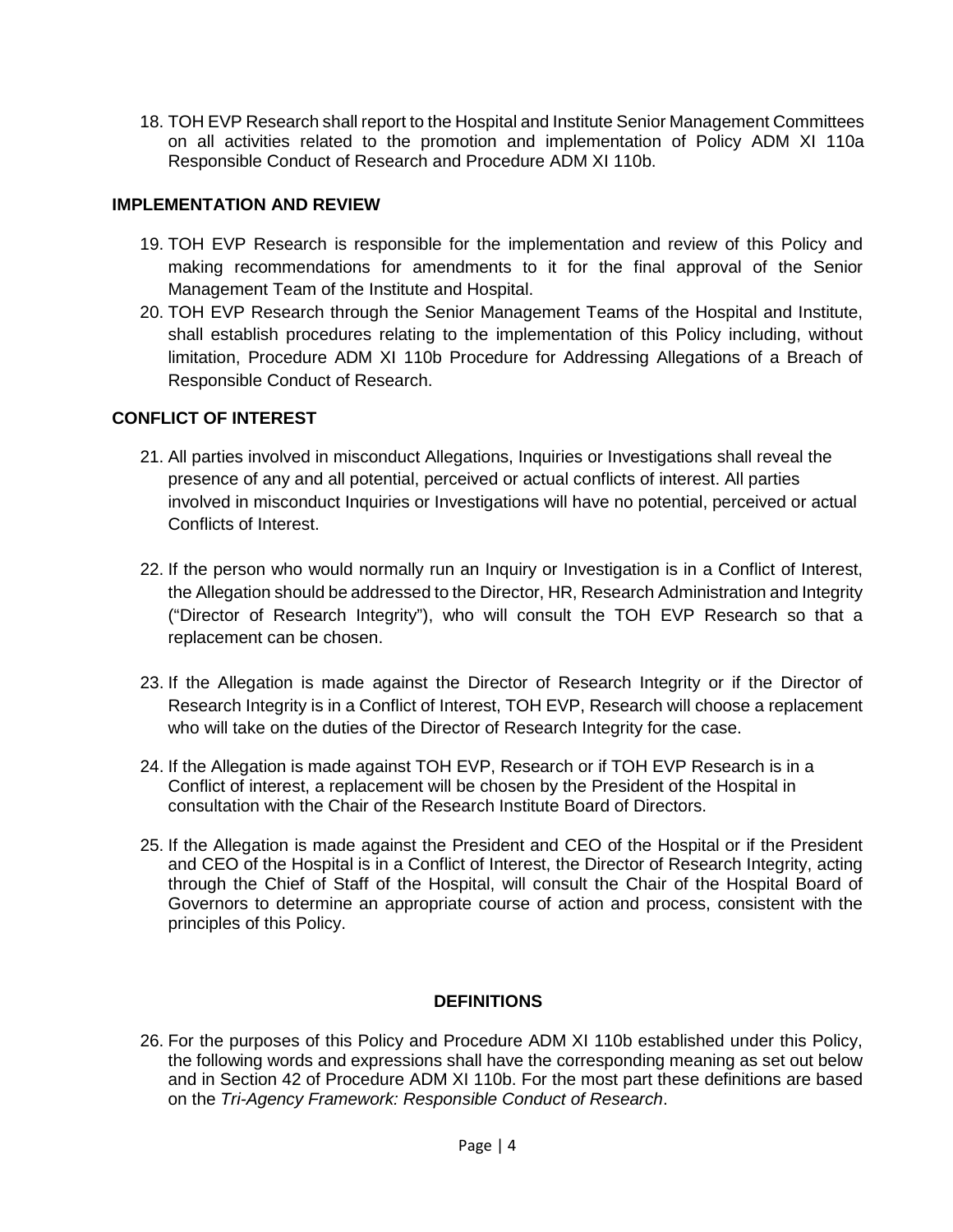18. TOH EVP Research shall report to the Hospital and Institute Senior Management Committees on all activities related to the promotion and implementation of Policy ADM XI 110a Responsible Conduct of Research and Procedure ADM XI 110b.

## IMPLEMENTATION AND REVIEW

19. TOH EVP Research is responsible for the implementation and review of this Policy and making recommendations for amendments to it for the final approval of the Senior Management Team of the Institute and Hospital.
20. TOH EVP Research through the Senior Management Teams of the Hospital and Institute, shall establish procedures relating to the implementation of this Policy including, without limitation, Procedure ADM XI 110b Procedure for Addressing Allegations of a Breach of Responsible Conduct of Research.

## CONFLICT OF INTEREST

21. All parties involved in misconduct Allegations, Inquiries or Investigations shall reveal the presence of any and all potential, perceived or actual conflicts of interest. All parties involved in misconduct Inquiries or Investigations will have no potential, perceived or actual Conflicts of Interest.

22. If the person who would normally run an Inquiry or Investigation is in a Conflict of Interest, the Allegation should be addressed to the Director, HR, Research Administration and Integrity ("Director of Research Integrity"), who will consult the TOH EVP Research so that a replacement can be chosen.

23. If the Allegation is made against the Director of Research Integrity or if the Director of Research Integrity is in a Conflict of Interest, TOH EVP, Research will choose a replacement who will take on the duties of the Director of Research Integrity for the case.

24. If the Allegation is made against TOH EVP, Research or if TOH EVP Research is in a Conflict of interest, a replacement will be chosen by the President of the Hospital in consultation with the Chair of the Research Institute Board of Directors.

25. If the Allegation is made against the President and CEO of the Hospital or if the President and CEO of the Hospital is in a Conflict of Interest, the Director of Research Integrity, acting through the Chief of Staff of the Hospital, will consult the Chair of the Hospital Board of Governors to determine an appropriate course of action and process, consistent with the principles of this Policy.

## DEFINITIONS

26. For the purposes of this Policy and Procedure ADM XI 110b established under this Policy, the following words and expressions shall have the corresponding meaning as set out below and in Section 42 of Procedure ADM XI 110b. For the most part these definitions are based on the *Tri-Agency Framework: Responsible Conduct of Research*.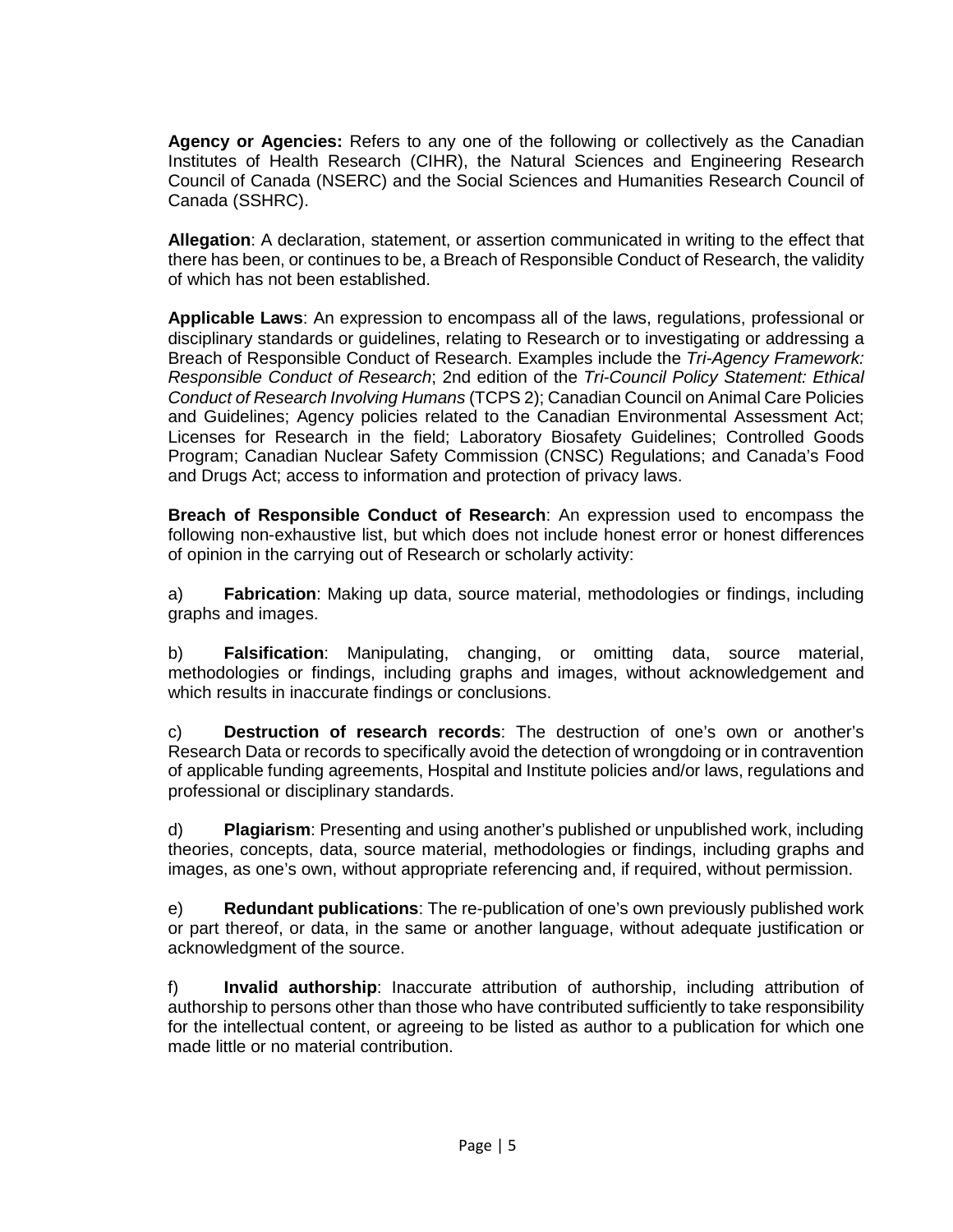**Agency or Agencies:** Refers to any one of the following or collectively as the Canadian Institutes of Health Research (CIHR), the Natural Sciences and Engineering Research Council of Canada (NSERC) and the Social Sciences and Humanities Research Council of Canada (SSHRC).

**Allegation**: A declaration, statement, or assertion communicated in writing to the effect that there has been, or continues to be, a Breach of Responsible Conduct of Research, the validity of which has not been established.

**Applicable Laws**: An expression to encompass all of the laws, regulations, professional or disciplinary standards or guidelines, relating to Research or to investigating or addressing a Breach of Responsible Conduct of Research. Examples include the *Tri-Agency Framework: Responsible Conduct of Research*; 2nd edition of the *Tri-Council Policy Statement: Ethical Conduct of Research Involving Humans* (TCPS 2); Canadian Council on Animal Care Policies and Guidelines; Agency policies related to the Canadian Environmental Assessment Act; Licenses for Research in the field; Laboratory Biosafety Guidelines; Controlled Goods Program; Canadian Nuclear Safety Commission (CNSC) Regulations; and Canada's Food and Drugs Act; access to information and protection of privacy laws.

**Breach of Responsible Conduct of Research**: An expression used to encompass the following non-exhaustive list, but which does not include honest error or honest differences of opinion in the carrying out of Research or scholarly activity:

a) **Fabrication**: Making up data, source material, methodologies or findings, including graphs and images.

b) **Falsification**: Manipulating, changing, or omitting data, source material, methodologies or findings, including graphs and images, without acknowledgement and which results in inaccurate findings or conclusions.

c) **Destruction of research records**: The destruction of one's own or another's Research Data or records to specifically avoid the detection of wrongdoing or in contravention of applicable funding agreements, Hospital and Institute policies and/or laws, regulations and professional or disciplinary standards.

d) **Plagiarism**: Presenting and using another's published or unpublished work, including theories, concepts, data, source material, methodologies or findings, including graphs and images, as one's own, without appropriate referencing and, if required, without permission.

e) **Redundant publications**: The re-publication of one's own previously published work or part thereof, or data, in the same or another language, without adequate justification or acknowledgment of the source.

f) **Invalid authorship**: Inaccurate attribution of authorship, including attribution of authorship to persons other than those who have contributed sufficiently to take responsibility for the intellectual content, or agreeing to be listed as author to a publication for which one made little or no material contribution.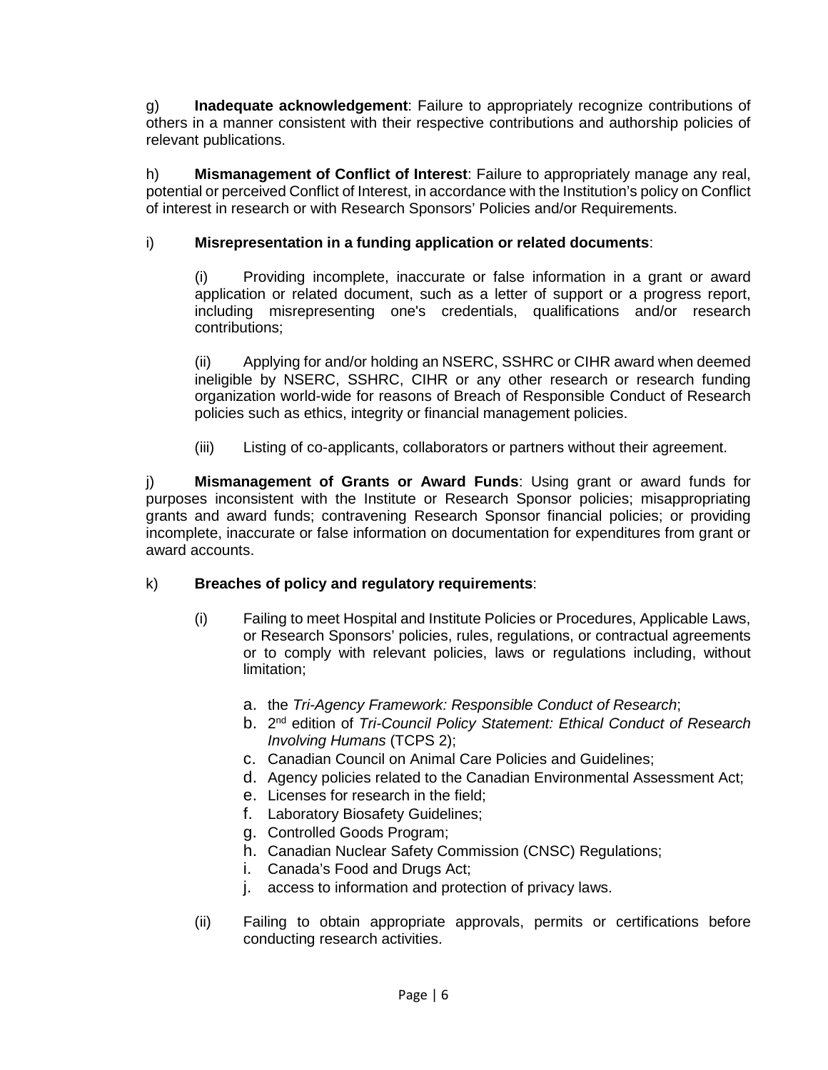g) **Inadequate acknowledgement**: Failure to appropriately recognize contributions of others in a manner consistent with their respective contributions and authorship policies of relevant publications.

h) **Mismanagement of Conflict of Interest**: Failure to appropriately manage any real, potential or perceived Conflict of Interest, in accordance with the Institution's policy on Conflict of interest in research or with Research Sponsors' Policies and/or Requirements.

i) **Misrepresentation in a funding application or related documents**:

(i) Providing incomplete, inaccurate or false information in a grant or award application or related document, such as a letter of support or a progress report, including misrepresenting one's credentials, qualifications and/or research contributions;

(ii) Applying for and/or holding an NSERC, SSHRC or CIHR award when deemed ineligible by NSERC, SSHRC, CIHR or any other research or research funding organization world-wide for reasons of Breach of Responsible Conduct of Research policies such as ethics, integrity or financial management policies.

(iii) Listing of co-applicants, collaborators or partners without their agreement.

j) **Mismanagement of Grants or Award Funds**: Using grant or award funds for purposes inconsistent with the Institute or Research Sponsor policies; misappropriating grants and award funds; contravening Research Sponsor financial policies; or providing incomplete, inaccurate or false information on documentation for expenditures from grant or award accounts.

k) **Breaches of policy and regulatory requirements**:

(i) Failing to meet Hospital and Institute Policies or Procedures, Applicable Laws, or Research Sponsors' policies, rules, regulations, or contractual agreements or to comply with relevant policies, laws or regulations including, without limitation;

a. the *Tri-Agency Framework: Responsible Conduct of Research*;
b. 2nd edition of *Tri-Council Policy Statement: Ethical Conduct of Research Involving Humans* (TCPS 2);
c. Canadian Council on Animal Care Policies and Guidelines;
d. Agency policies related to the Canadian Environmental Assessment Act;
e. Licenses for research in the field;
f. Laboratory Biosafety Guidelines;
g. Controlled Goods Program;
h. Canadian Nuclear Safety Commission (CNSC) Regulations;
i. Canada's Food and Drugs Act;
j. access to information and protection of privacy laws.

(ii) Failing to obtain appropriate approvals, permits or certifications before conducting research activities.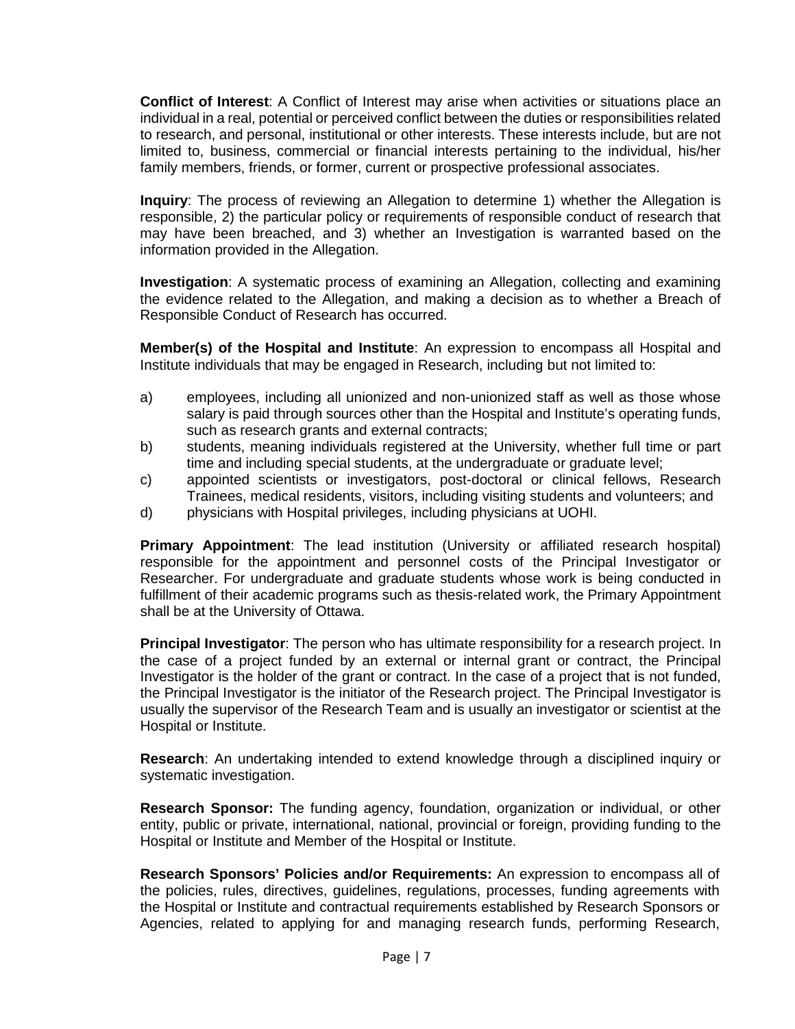**Conflict of Interest**: A Conflict of Interest may arise when activities or situations place an individual in a real, potential or perceived conflict between the duties or responsibilities related to research, and personal, institutional or other interests. These interests include, but are not limited to, business, commercial or financial interests pertaining to the individual, his/her family members, friends, or former, current or prospective professional associates.

**Inquiry**: The process of reviewing an Allegation to determine 1) whether the Allegation is responsible, 2) the particular policy or requirements of responsible conduct of research that may have been breached, and 3) whether an Investigation is warranted based on the information provided in the Allegation.

**Investigation**: A systematic process of examining an Allegation, collecting and examining the evidence related to the Allegation, and making a decision as to whether a Breach of Responsible Conduct of Research has occurred.

**Member(s) of the Hospital and Institute**: An expression to encompass all Hospital and Institute individuals that may be engaged in Research, including but not limited to:

a) employees, including all unionized and non-unionized staff as well as those whose salary is paid through sources other than the Hospital and Institute's operating funds, such as research grants and external contracts;
b) students, meaning individuals registered at the University, whether full time or part time and including special students, at the undergraduate or graduate level;
c) appointed scientists or investigators, post-doctoral or clinical fellows, Research Trainees, medical residents, visitors, including visiting students and volunteers; and
d) physicians with Hospital privileges, including physicians at UOHI.

**Primary Appointment**: The lead institution (University or affiliated research hospital) responsible for the appointment and personnel costs of the Principal Investigator or Researcher. For undergraduate and graduate students whose work is being conducted in fulfillment of their academic programs such as thesis-related work, the Primary Appointment shall be at the University of Ottawa.

**Principal Investigator**: The person who has ultimate responsibility for a research project. In the case of a project funded by an external or internal grant or contract, the Principal Investigator is the holder of the grant or contract. In the case of a project that is not funded, the Principal Investigator is the initiator of the Research project. The Principal Investigator is usually the supervisor of the Research Team and is usually an investigator or scientist at the Hospital or Institute.

**Research**: An undertaking intended to extend knowledge through a disciplined inquiry or systematic investigation.

**Research Sponsor:** The funding agency, foundation, organization or individual, or other entity, public or private, international, national, provincial or foreign, providing funding to the Hospital or Institute and Member of the Hospital or Institute.

**Research Sponsors' Policies and/or Requirements:** An expression to encompass all of the policies, rules, directives, guidelines, regulations, processes, funding agreements with the Hospital or Institute and contractual requirements established by Research Sponsors or Agencies, related to applying for and managing research funds, performing Research,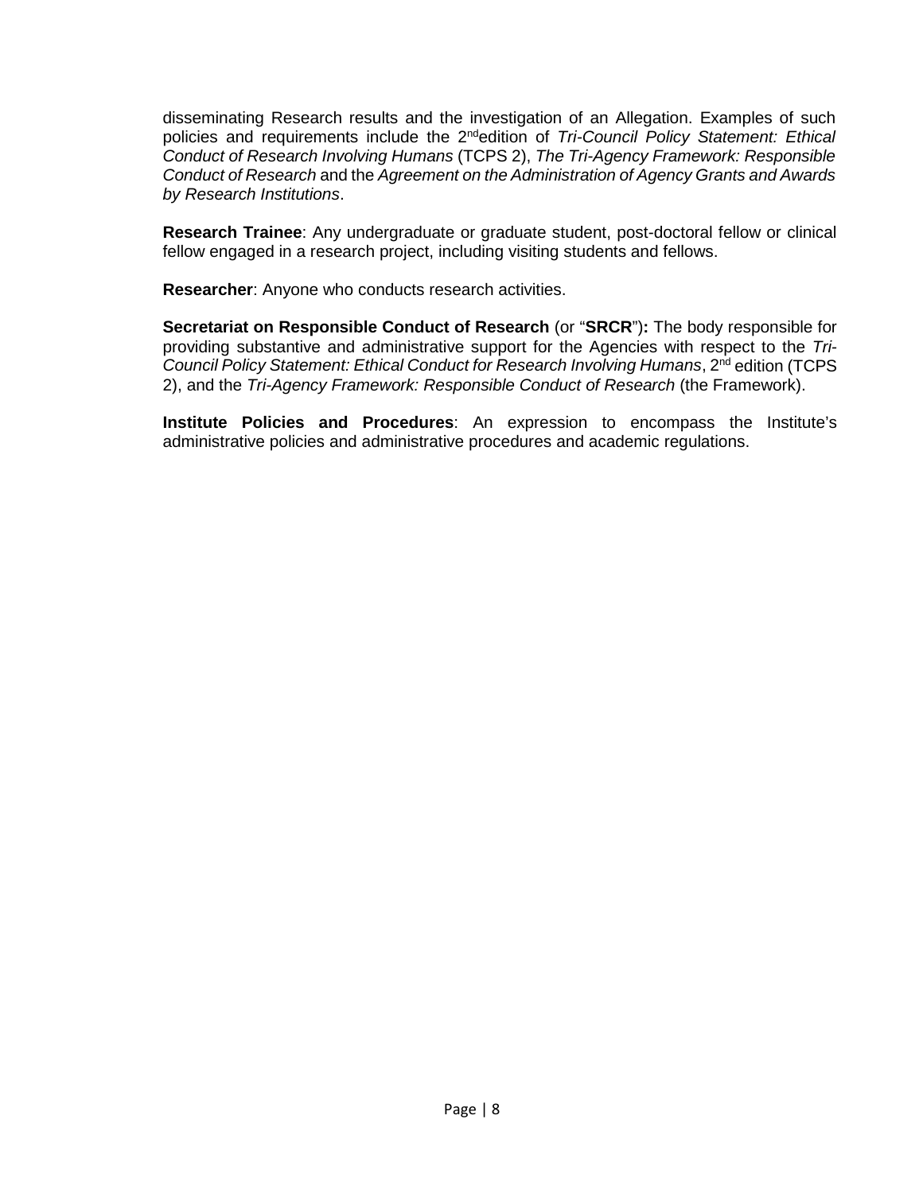disseminating Research results and the investigation of an Allegation. Examples of such policies and requirements include the 2nd edition of *Tri-Council Policy Statement: Ethical Conduct of Research Involving Humans* (TCPS 2), *The Tri-Agency Framework: Responsible Conduct of Research* and the *Agreement on the Administration of Agency Grants and Awards by Research Institutions*.

**Research Trainee**: Any undergraduate or graduate student, post-doctoral fellow or clinical fellow engaged in a research project, including visiting students and fellows.

**Researcher**: Anyone who conducts research activities.

**Secretariat on Responsible Conduct of Research** (or "**SRCR**")**:** The body responsible for providing substantive and administrative support for the Agencies with respect to the *Tri-Council Policy Statement: Ethical Conduct for Research Involving Humans*, 2nd edition (TCPS 2), and the *Tri-Agency Framework: Responsible Conduct of Research* (the Framework).

**Institute Policies and Procedures**: An expression to encompass the Institute's administrative policies and administrative procedures and academic regulations.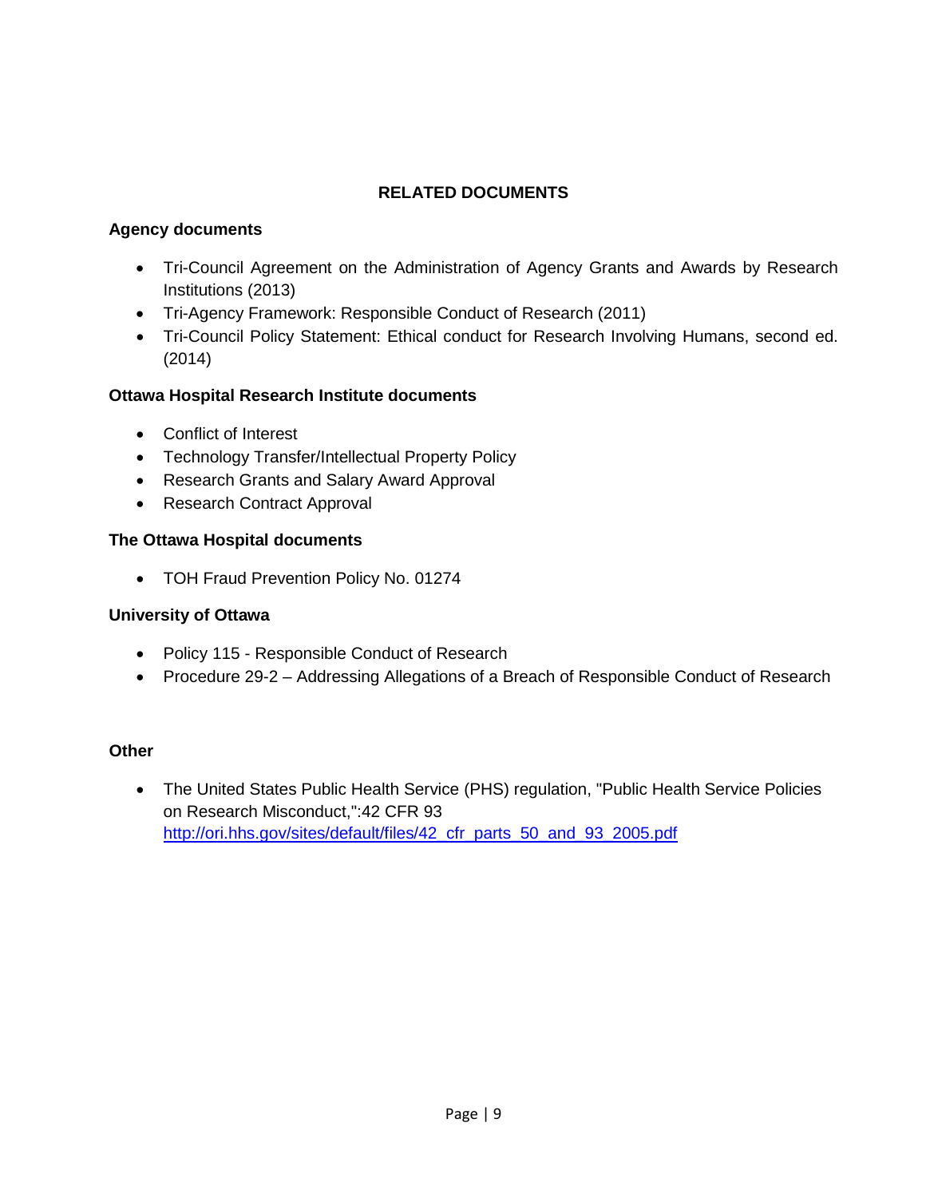# RELATED DOCUMENTS

## Agency documents

- Tri-Council Agreement on the Administration of Agency Grants and Awards by Research Institutions (2013)
- Tri-Agency Framework: Responsible Conduct of Research (2011)
- Tri-Council Policy Statement: Ethical conduct for Research Involving Humans, second ed. (2014)

## Ottawa Hospital Research Institute documents

- Conflict of Interest
- Technology Transfer/Intellectual Property Policy
- Research Grants and Salary Award Approval
- Research Contract Approval

## The Ottawa Hospital documents

- TOH Fraud Prevention Policy No. 01274

## University of Ottawa

- Policy 115 - Responsible Conduct of Research
- Procedure 29-2 – Addressing Allegations of a Breach of Responsible Conduct of Research

## Other

- The United States Public Health Service (PHS) regulation, "Public Health Service Policies on Research Misconduct,":42 CFR 93 http://ori.hhs.gov/sites/default/files/42_cfr_parts_50_and_93_2005.pdf